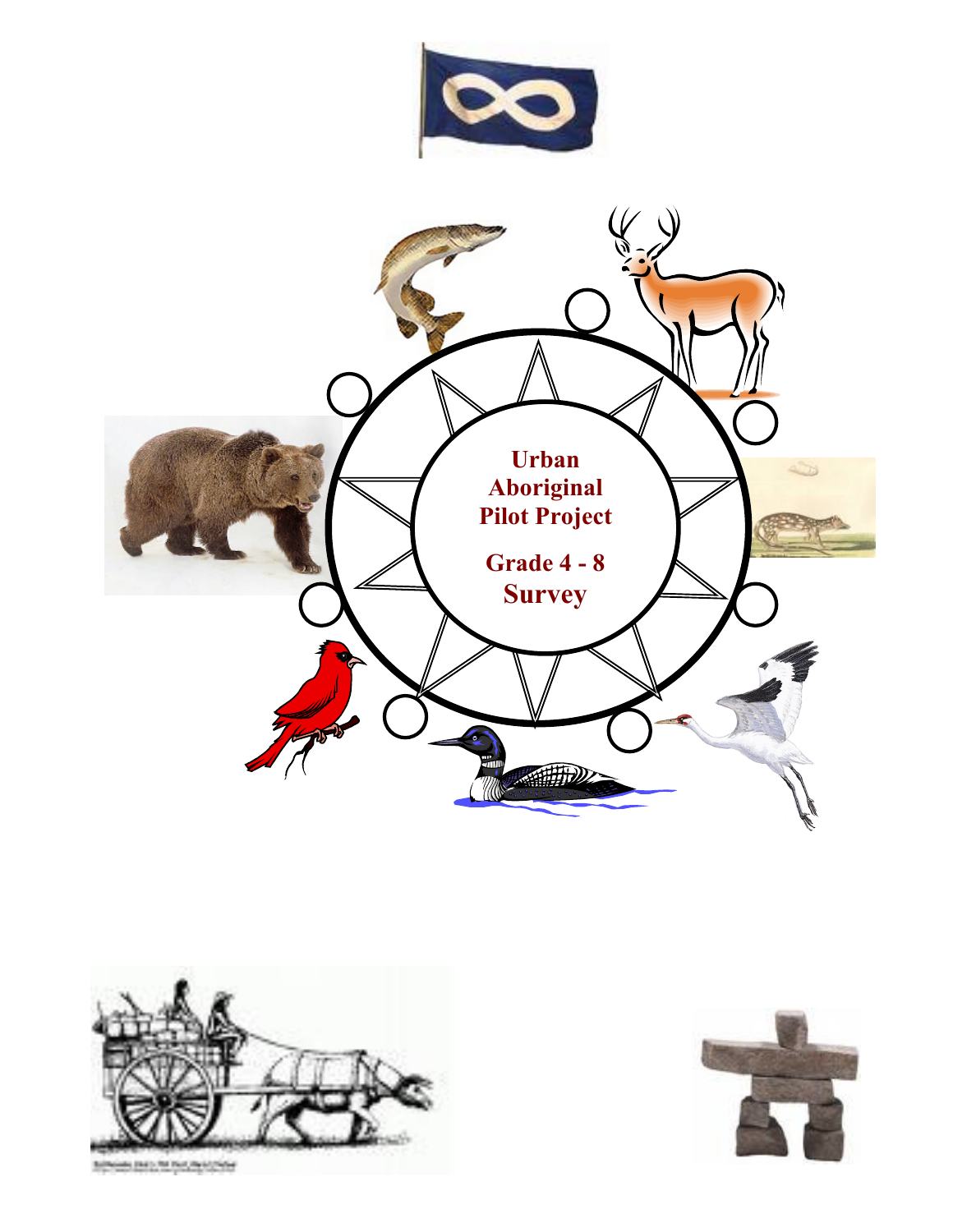# Urban Aboriginal Pilot Project

## Grade 4 - 8 Survey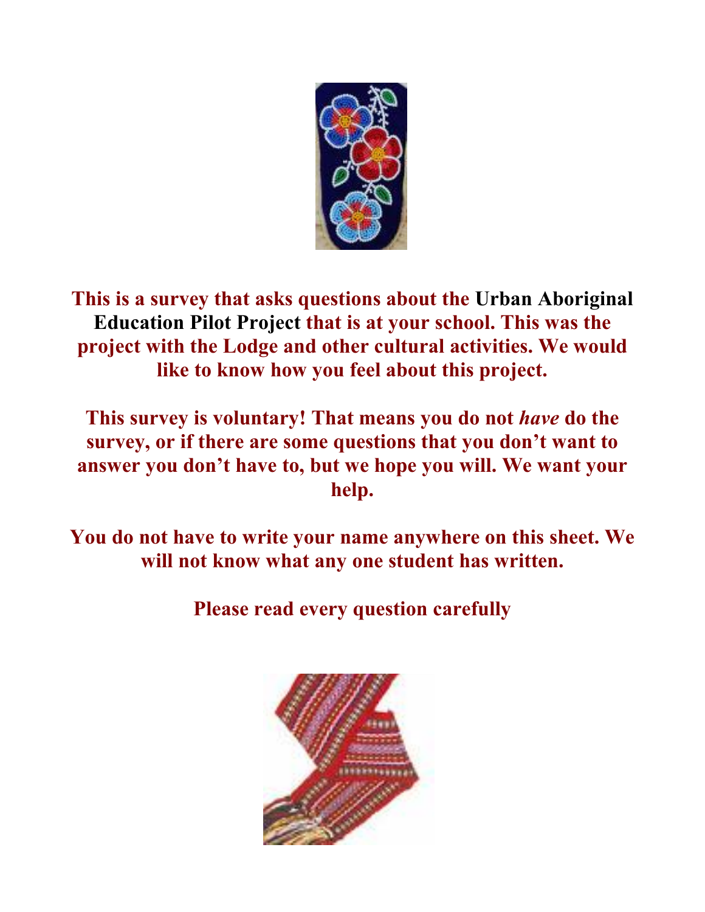**This is a survey that asks questions about the Urban Aboriginal Education Pilot Project that is at your school. This was the project with the Lodge and other cultural activities. We would like to know how you feel about this project.**

**This survey is voluntary! That means you do not *have* do the survey, or if there are some questions that you don't want to answer you don't have to, but we hope you will. We want your help.**

**You do not have to write your name anywhere on this sheet. We will not know what any one student has written.**

**Please read every question carefully**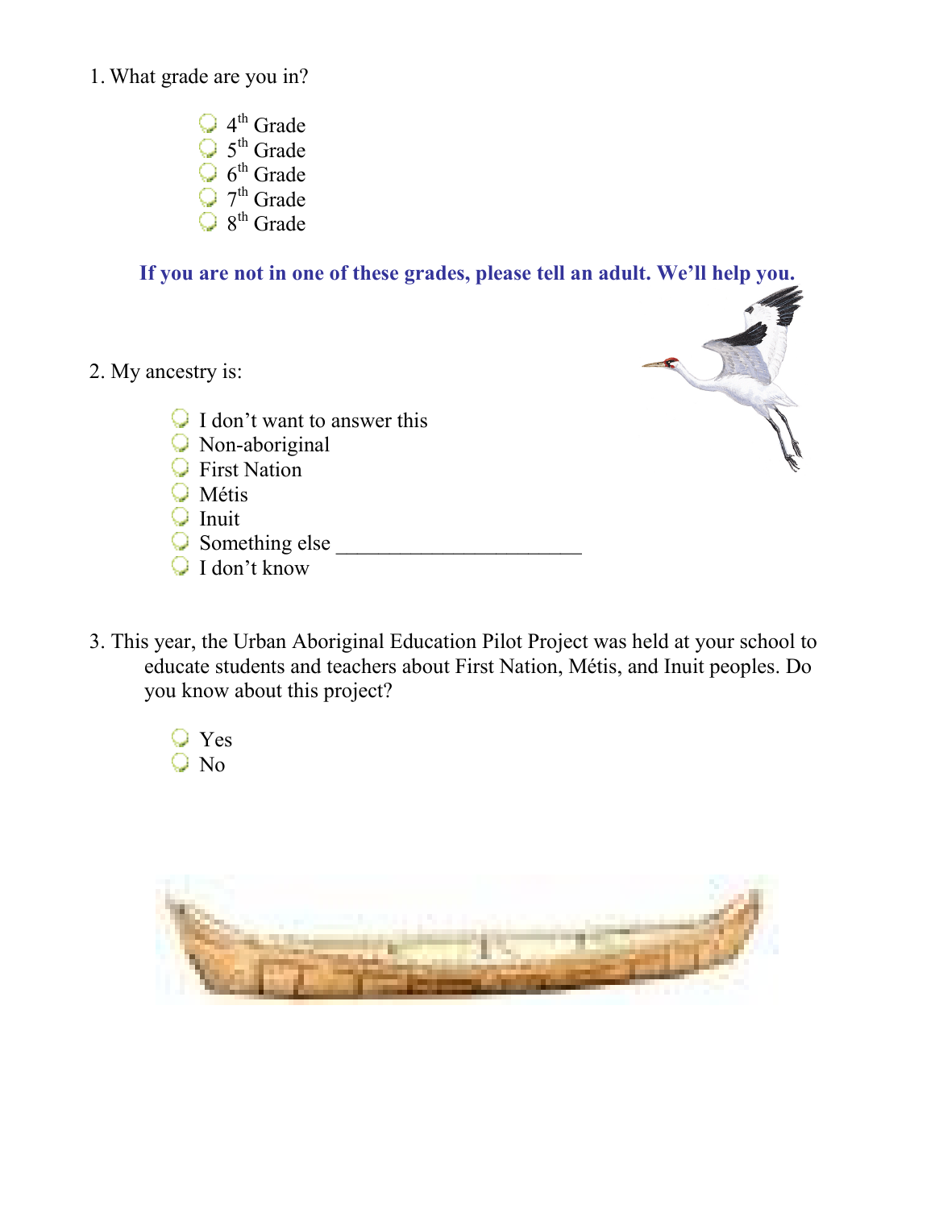1. What grade are you in?

- 4th Grade
- 5th Grade
- 6th Grade
- 7th Grade
- 8th Grade

**If you are not in one of these grades, please tell an adult. We'll help you.**

2. My ancestry is:

- I don't want to answer this
- Non-aboriginal
- First Nation
- Métis
- Inuit
- Something else _______________________
- I don't know

3. This year, the Urban Aboriginal Education Pilot Project was held at your school to educate students and teachers about First Nation, Métis, and Inuit peoples. Do you know about this project?

- Yes
- No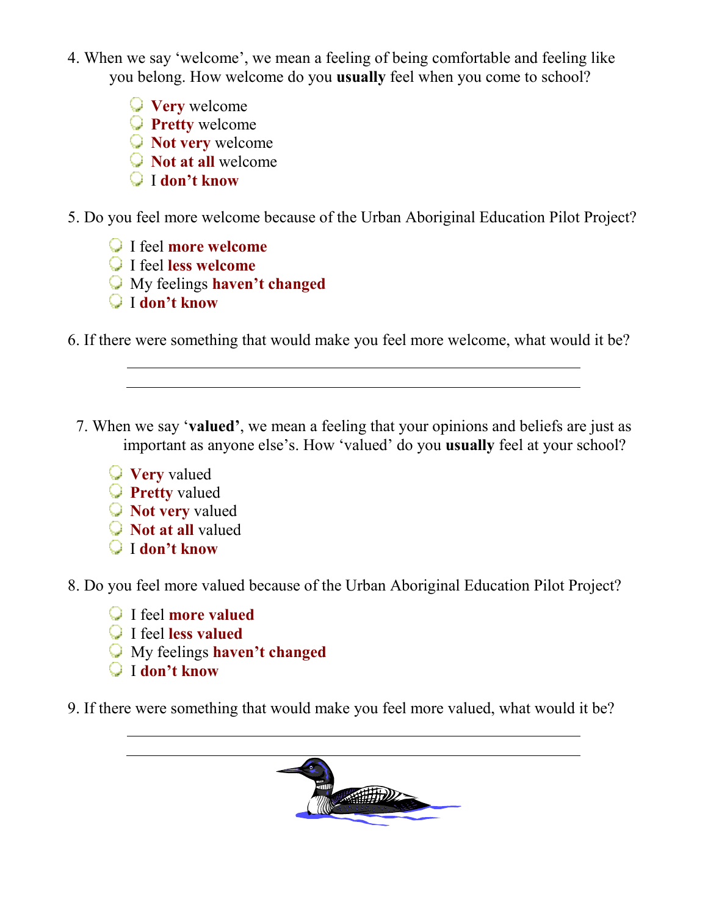4. When we say 'welcome', we mean a feeling of being comfortable and feeling like you belong. How welcome do you **usually** feel when you come to school?

   - **Very** welcome
   - **Pretty** welcome
   - **Not very** welcome
   - **Not at all** welcome
   - I **don't know**

5. Do you feel more welcome because of the Urban Aboriginal Education Pilot Project?

   - I feel **more welcome**
   - I feel **less welcome**
   - My feelings **haven't changed**
   - I **don't know**

6. If there were something that would make you feel more welcome, what would it be?

   \_\_\_\_\_\_\_\_\_\_\_\_\_\_\_\_\_\_\_\_\_\_\_\_\_\_\_\_\_\_\_\_\_\_\_\_\_\_\_\_\_\_\_\_\_\_\_\_\_\_\_\_\_\_\_\_

   \_\_\_\_\_\_\_\_\_\_\_\_\_\_\_\_\_\_\_\_\_\_\_\_\_\_\_\_\_\_\_\_\_\_\_\_\_\_\_\_\_\_\_\_\_\_\_\_\_\_\_\_\_\_\_\_

7. When we say '**valued'**, we mean a feeling that your opinions and beliefs are just as important as anyone else's. How 'valued' do you **usually** feel at your school?

   - **Very** valued
   - **Pretty** valued
   - **Not very** valued
   - **Not at all** valued
   - I **don't know**

8. Do you feel more valued because of the Urban Aboriginal Education Pilot Project?

   - I feel **more valued**
   - I feel **less valued**
   - My feelings **haven't changed**
   - I **don't know**

9. If there were something that would make you feel more valued, what would it be?

   \_\_\_\_\_\_\_\_\_\_\_\_\_\_\_\_\_\_\_\_\_\_\_\_\_\_\_\_\_\_\_\_\_\_\_\_\_\_\_\_\_\_\_\_\_\_\_\_\_\_\_\_\_\_\_\_

   \_\_\_\_\_\_\_\_\_\_\_\_\_\_\_\_\_\_\_\_\_\_\_\_\_\_\_\_\_\_\_\_\_\_\_\_\_\_\_\_\_\_\_\_\_\_\_\_\_\_\_\_\_\_\_\_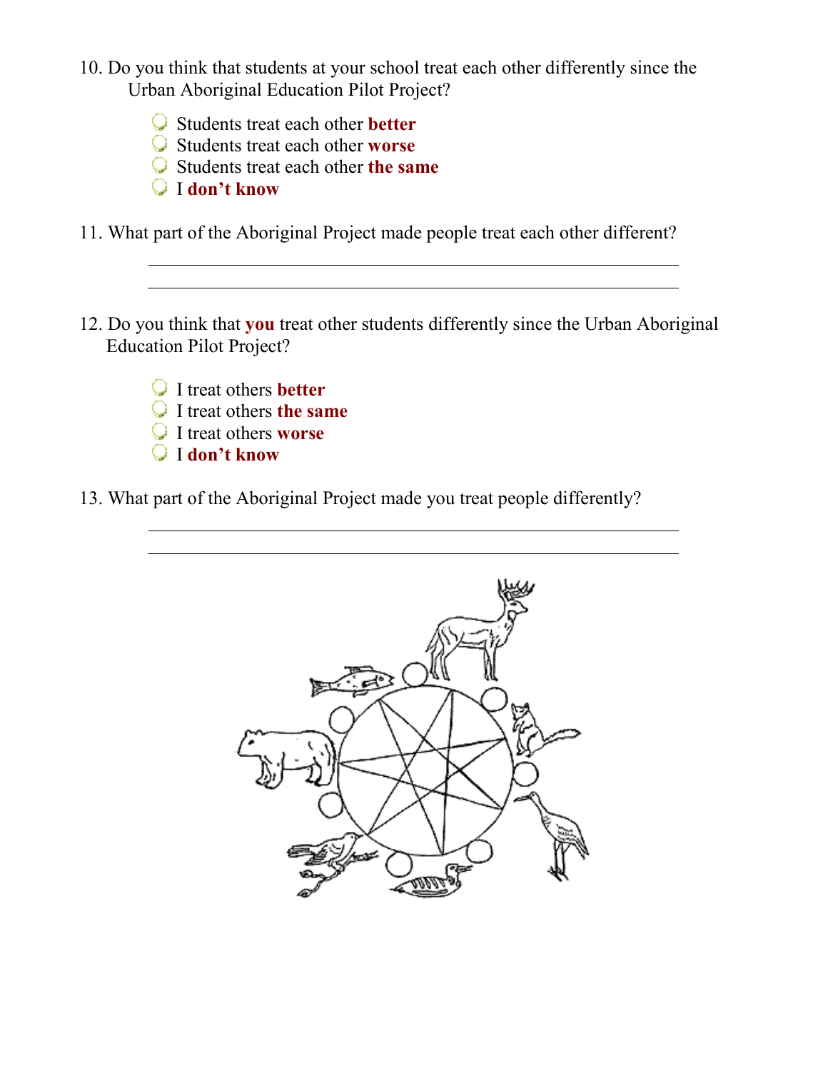10. Do you think that students at your school treat each other differently since the Urban Aboriginal Education Pilot Project?

   - Students treat each other **better**
   - Students treat each other **worse**
   - Students treat each other **the same**
   - I **don't know**

11. What part of the Aboriginal Project made people treat each other different?

   ______________________________________________

   ______________________________________________

12. Do you think that **you** treat other students differently since the Urban Aboriginal Education Pilot Project?

   - I treat others **better**
   - I treat others **the same**
   - I treat others **worse**
   - I **don't know**

13. What part of the Aboriginal Project made you treat people differently?

   ______________________________________________

   ______________________________________________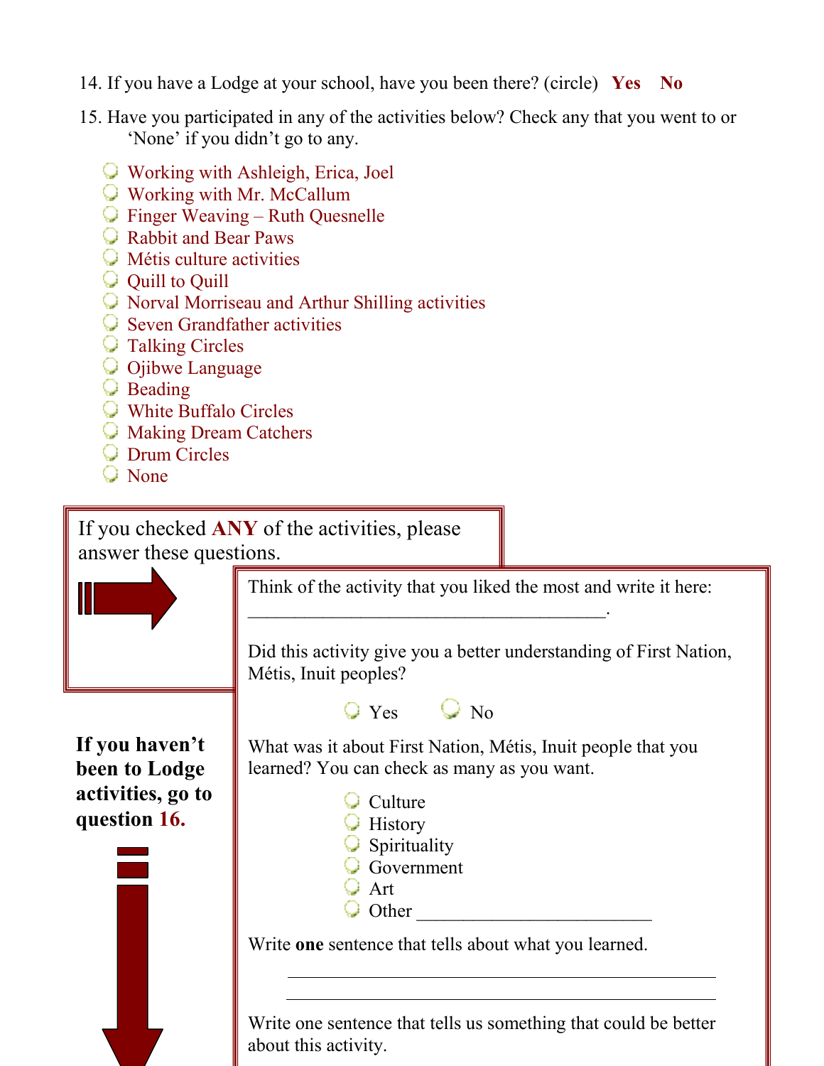14. If you have a Lodge at your school, have you been there? (circle) **Yes** **No**

15. Have you participated in any of the activities below? Check any that you went to or 'None' if you didn't go to any.

- Working with Ashleigh, Erica, Joel
- Working with Mr. McCallum
- Finger Weaving – Ruth Quesnelle
- Rabbit and Bear Paws
- Métis culture activities
- Quill to Quill
- Norval Morriseau and Arthur Shilling activities
- Seven Grandfather activities
- Talking Circles
- Ojibwe Language
- Beading
- White Buffalo Circles
- Making Dream Catchers
- Drum Circles
- None

If you checked **ANY** of the activities, please answer these questions.

Think of the activity that you liked the most and write it here: ________________________________________.

Did this activity give you a better understanding of First Nation, Métis, Inuit peoples?

- Yes
- No

What was it about First Nation, Métis, Inuit people that you learned? You can check as many as you want.

- Culture
- History
- Spirituality
- Government
- Art
- Other ________________________

Write **one** sentence that tells about what you learned.

________________________________________________

________________________________________________

Write one sentence that tells us something that could be better about this activity.

**If you haven't been to Lodge activities, go to question 16.**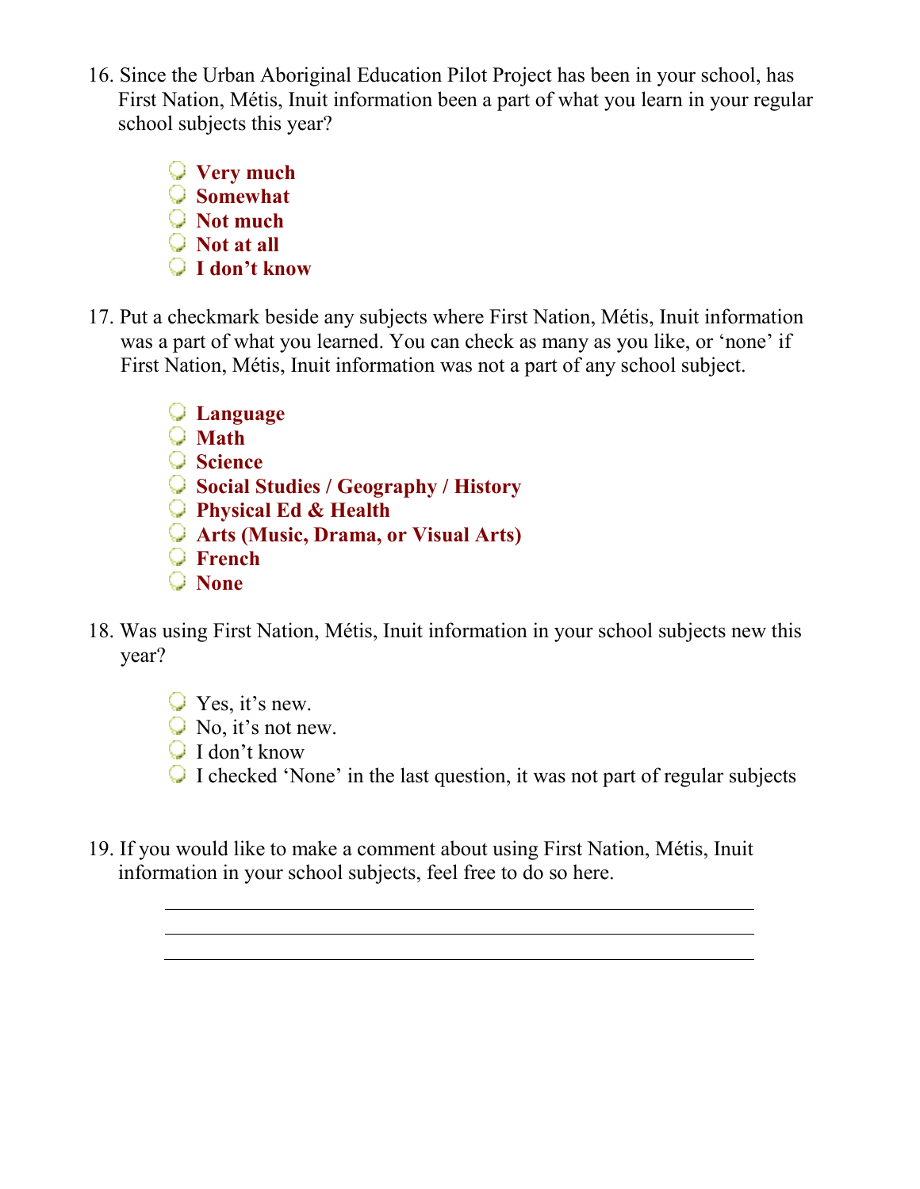16. Since the Urban Aboriginal Education Pilot Project has been in your school, has First Nation, Métis, Inuit information been a part of what you learn in your regular school subjects this year?

   - **Very much**
   - **Somewhat**
   - **Not much**
   - **Not at all**
   - **I don't know**

17. Put a checkmark beside any subjects where First Nation, Métis, Inuit information was a part of what you learned. You can check as many as you like, or 'none' if First Nation, Métis, Inuit information was not a part of any school subject.

   - **Language**
   - **Math**
   - **Science**
   - **Social Studies / Geography / History**
   - **Physical Ed & Health**
   - **Arts (Music, Drama, or Visual Arts)**
   - **French**
   - **None**

18. Was using First Nation, Métis, Inuit information in your school subjects new this year?

   - Yes, it's new.
   - No, it's not new.
   - I don't know
   - I checked 'None' in the last question, it was not part of regular subjects

19. If you would like to make a comment about using First Nation, Métis, Inuit information in your school subjects, feel free to do so here.

   ______________________________________________
   ______________________________________________
   ______________________________________________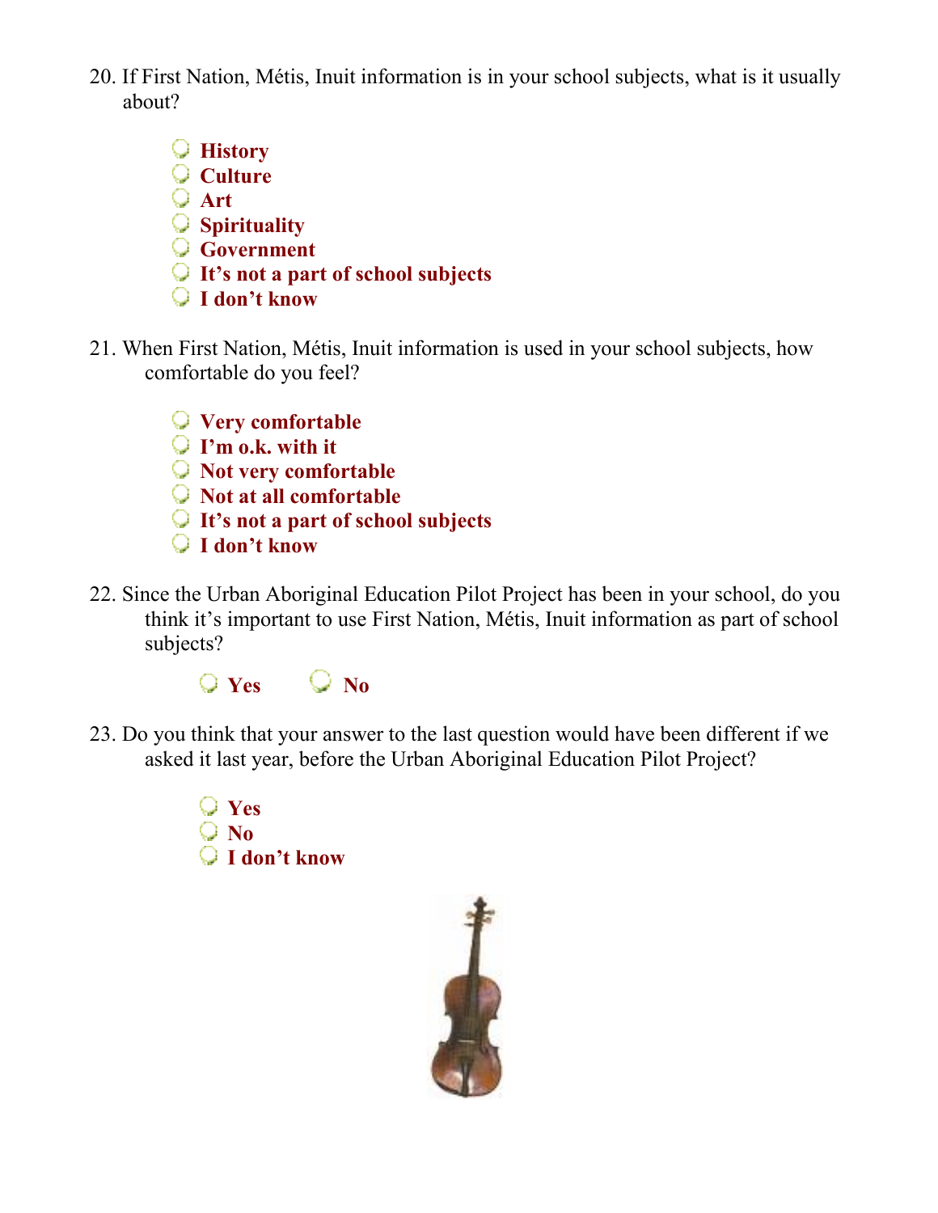20. If First Nation, Métis, Inuit information is in your school subjects, what is it usually about?

   - **History**
   - **Culture**
   - **Art**
   - **Spirituality**
   - **Government**
   - **It's not a part of school subjects**
   - **I don't know**

21. When First Nation, Métis, Inuit information is used in your school subjects, how comfortable do you feel?

   - **Very comfortable**
   - **I'm o.k. with it**
   - **Not very comfortable**
   - **Not at all comfortable**
   - **It's not a part of school subjects**
   - **I don't know**

22. Since the Urban Aboriginal Education Pilot Project has been in your school, do you think it's important to use First Nation, Métis, Inuit information as part of school subjects?

   - **Yes**
   - **No**

23. Do you think that your answer to the last question would have been different if we asked it last year, before the Urban Aboriginal Education Pilot Project?

   - **Yes**
   - **No**
   - **I don't know**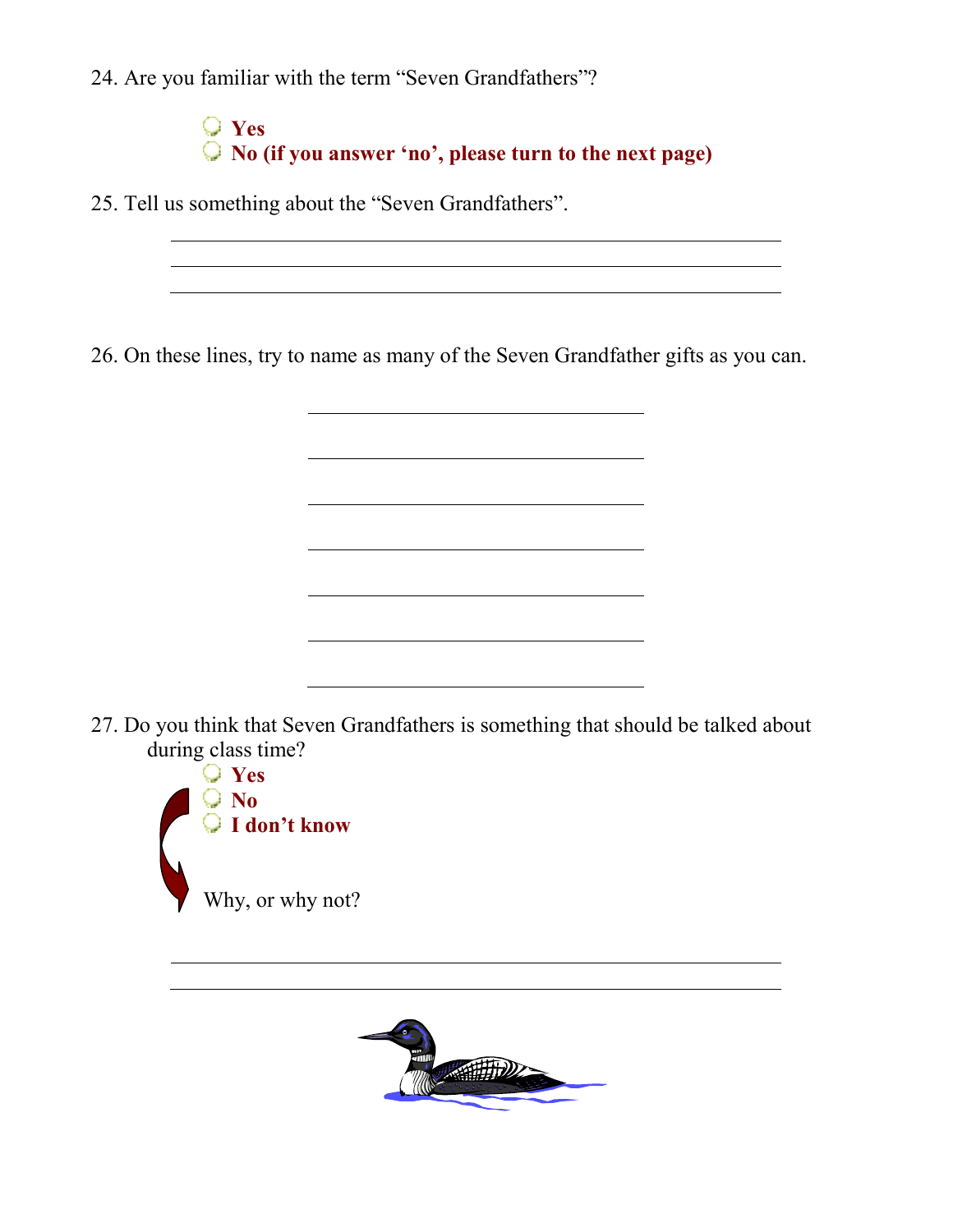24. Are you familiar with the term "Seven Grandfathers"?

- **Yes**
- **No (if you answer 'no', please turn to the next page)**

25. Tell us something about the "Seven Grandfathers".

\_\_\_\_\_\_\_\_\_\_\_\_\_\_\_\_\_\_\_\_\_\_\_\_\_\_\_\_\_\_\_\_\_\_\_\_\_\_\_\_\_\_\_\_\_\_\_\_\_\_\_\_\_\_\_\_

\_\_\_\_\_\_\_\_\_\_\_\_\_\_\_\_\_\_\_\_\_\_\_\_\_\_\_\_\_\_\_\_\_\_\_\_\_\_\_\_\_\_\_\_\_\_\_\_\_\_\_\_\_\_\_\_

\_\_\_\_\_\_\_\_\_\_\_\_\_\_\_\_\_\_\_\_\_\_\_\_\_\_\_\_\_\_\_\_\_\_\_\_\_\_\_\_\_\_\_\_\_\_\_\_\_\_\_\_\_\_\_\_

26. On these lines, try to name as many of the Seven Grandfather gifts as you can.

\_\_\_\_\_\_\_\_\_\_\_\_\_\_\_\_\_\_\_\_\_\_\_\_\_\_\_\_\_\_\_\_

\_\_\_\_\_\_\_\_\_\_\_\_\_\_\_\_\_\_\_\_\_\_\_\_\_\_\_\_\_\_\_\_

\_\_\_\_\_\_\_\_\_\_\_\_\_\_\_\_\_\_\_\_\_\_\_\_\_\_\_\_\_\_\_\_

\_\_\_\_\_\_\_\_\_\_\_\_\_\_\_\_\_\_\_\_\_\_\_\_\_\_\_\_\_\_\_\_

\_\_\_\_\_\_\_\_\_\_\_\_\_\_\_\_\_\_\_\_\_\_\_\_\_\_\_\_\_\_\_\_

\_\_\_\_\_\_\_\_\_\_\_\_\_\_\_\_\_\_\_\_\_\_\_\_\_\_\_\_\_\_\_\_

\_\_\_\_\_\_\_\_\_\_\_\_\_\_\_\_\_\_\_\_\_\_\_\_\_\_\_\_\_\_\_\_

27. Do you think that Seven Grandfathers is something that should be talked about during class time?

- **Yes**
- **No**
- **I don't know**

Why, or why not?

\_\_\_\_\_\_\_\_\_\_\_\_\_\_\_\_\_\_\_\_\_\_\_\_\_\_\_\_\_\_\_\_\_\_\_\_\_\_\_\_\_\_\_\_\_\_\_\_\_\_\_\_\_\_\_\_

\_\_\_\_\_\_\_\_\_\_\_\_\_\_\_\_\_\_\_\_\_\_\_\_\_\_\_\_\_\_\_\_\_\_\_\_\_\_\_\_\_\_\_\_\_\_\_\_\_\_\_\_\_\_\_\_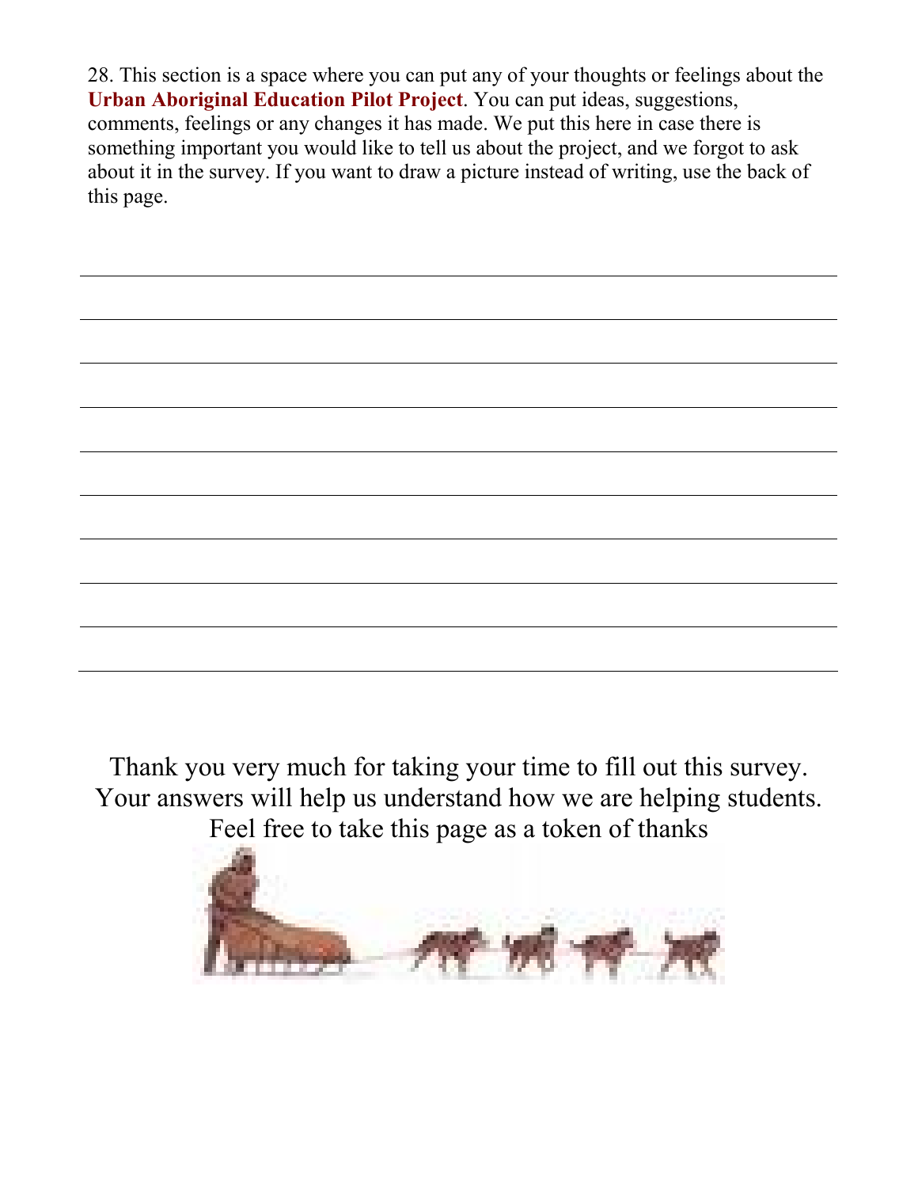28. This section is a space where you can put any of your thoughts or feelings about the **Urban Aboriginal Education Pilot Project**. You can put ideas, suggestions, comments, feelings or any changes it has made. We put this here in case there is something important you would like to tell us about the project, and we forgot to ask about it in the survey. If you want to draw a picture instead of writing, use the back of this page.

Thank you very much for taking your time to fill out this survey.
Your answers will help us understand how we are helping students.
Feel free to take this page as a token of thanks